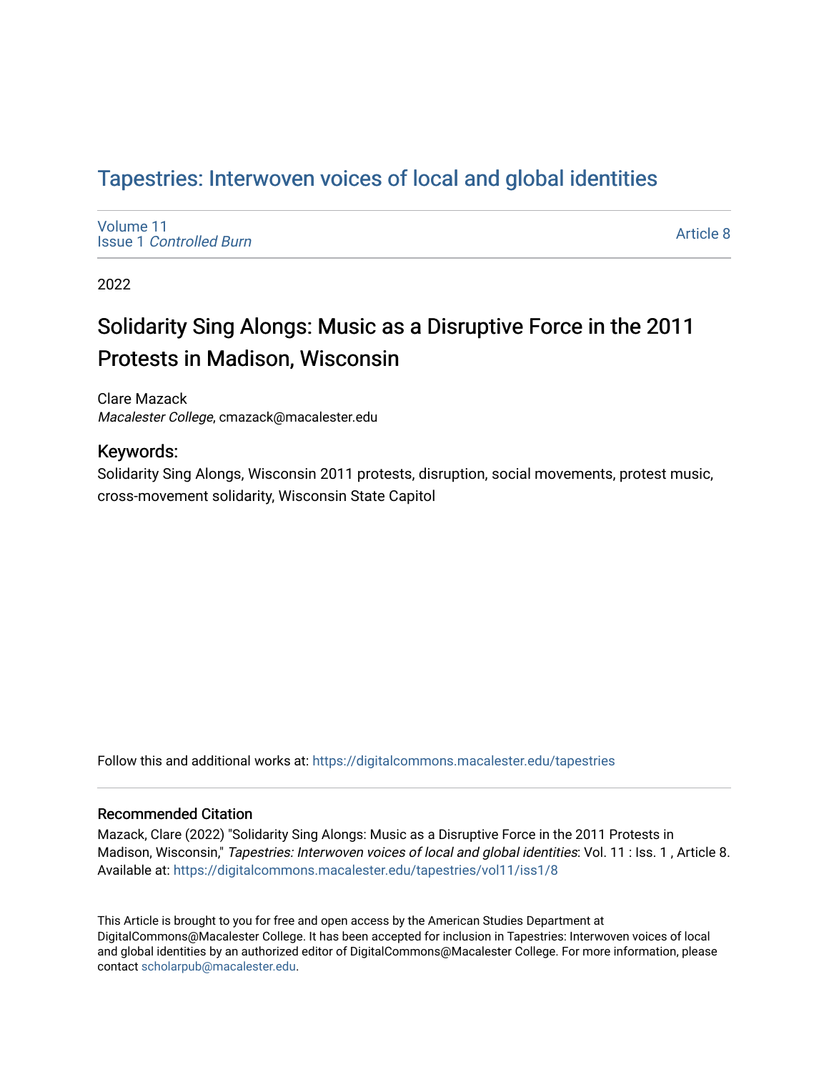# Tapestries: Interwoven voices of local and global identities

Volume 11
Issue 1 *Controlled Burn*

Article 8

2022

## Solidarity Sing Alongs: Music as a Disruptive Force in the 2011 Protests in Madison, Wisconsin

Clare Mazack
*Macalester College*, cmazack@macalester.edu

### Keywords:

Solidarity Sing Alongs, Wisconsin 2011 protests, disruption, social movements, protest music, cross-movement solidarity, Wisconsin State Capitol

Follow this and additional works at: https://digitalcommons.macalester.edu/tapestries

### Recommended Citation

Mazack, Clare (2022) "Solidarity Sing Alongs: Music as a Disruptive Force in the 2011 Protests in Madison, Wisconsin," *Tapestries: Interwoven voices of local and global identities*: Vol. 11 : Iss. 1 , Article 8.
Available at: https://digitalcommons.macalester.edu/tapestries/vol11/iss1/8

This Article is brought to you for free and open access by the American Studies Department at DigitalCommons@Macalester College. It has been accepted for inclusion in Tapestries: Interwoven voices of local and global identities by an authorized editor of DigitalCommons@Macalester College. For more information, please contact scholarpub@macalester.edu.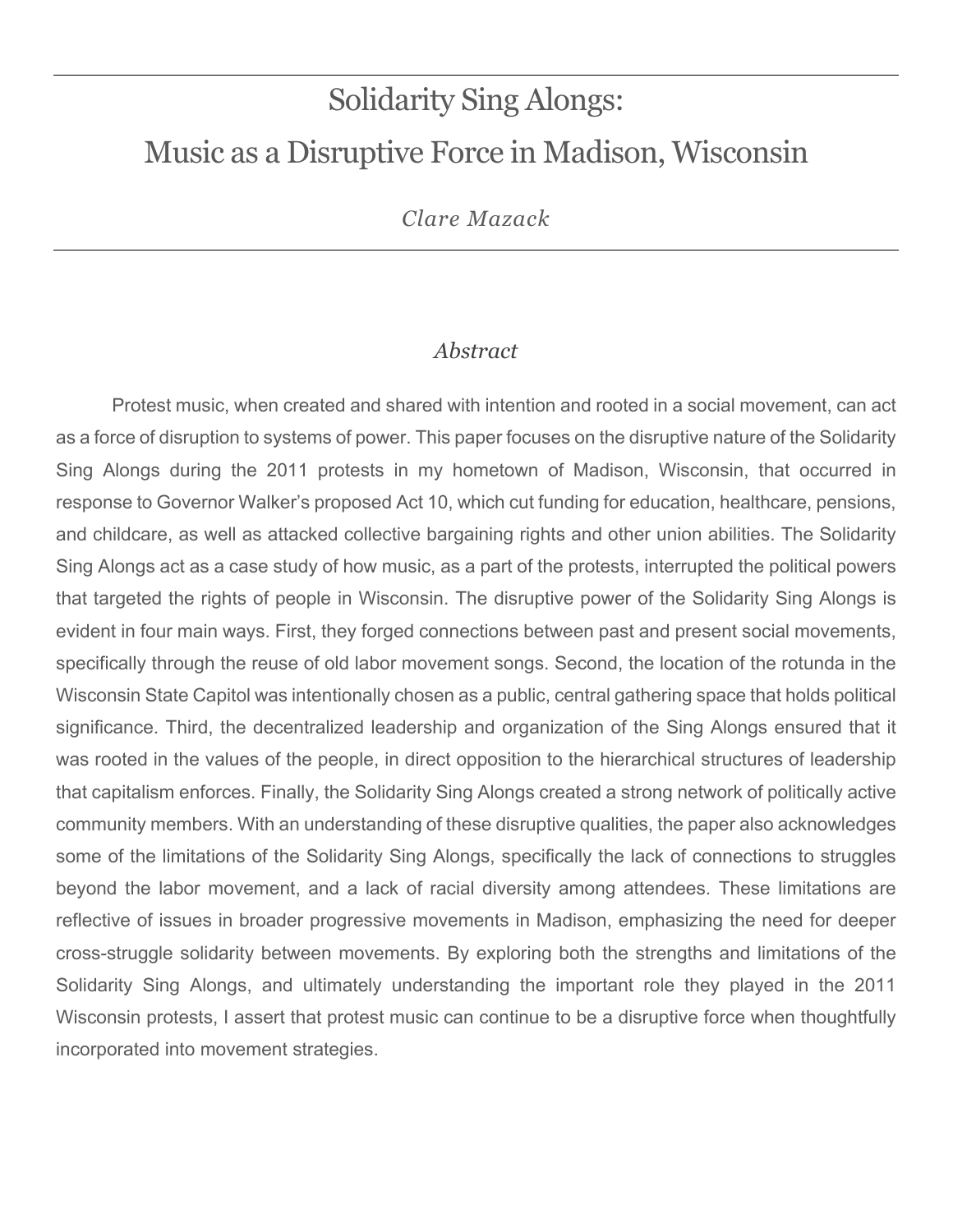# Solidarity Sing Alongs:
# Music as a Disruptive Force in Madison, Wisconsin

*Clare Mazack*

## *Abstract*

Protest music, when created and shared with intention and rooted in a social movement, can act as a force of disruption to systems of power. This paper focuses on the disruptive nature of the Solidarity Sing Alongs during the 2011 protests in my hometown of Madison, Wisconsin, that occurred in response to Governor Walker's proposed Act 10, which cut funding for education, healthcare, pensions, and childcare, as well as attacked collective bargaining rights and other union abilities. The Solidarity Sing Alongs act as a case study of how music, as a part of the protests, interrupted the political powers that targeted the rights of people in Wisconsin. The disruptive power of the Solidarity Sing Alongs is evident in four main ways. First, they forged connections between past and present social movements, specifically through the reuse of old labor movement songs. Second, the location of the rotunda in the Wisconsin State Capitol was intentionally chosen as a public, central gathering space that holds political significance. Third, the decentralized leadership and organization of the Sing Alongs ensured that it was rooted in the values of the people, in direct opposition to the hierarchical structures of leadership that capitalism enforces. Finally, the Solidarity Sing Alongs created a strong network of politically active community members. With an understanding of these disruptive qualities, the paper also acknowledges some of the limitations of the Solidarity Sing Alongs, specifically the lack of connections to struggles beyond the labor movement, and a lack of racial diversity among attendees. These limitations are reflective of issues in broader progressive movements in Madison, emphasizing the need for deeper cross-struggle solidarity between movements. By exploring both the strengths and limitations of the Solidarity Sing Alongs, and ultimately understanding the important role they played in the 2011 Wisconsin protests, I assert that protest music can continue to be a disruptive force when thoughtfully incorporated into movement strategies.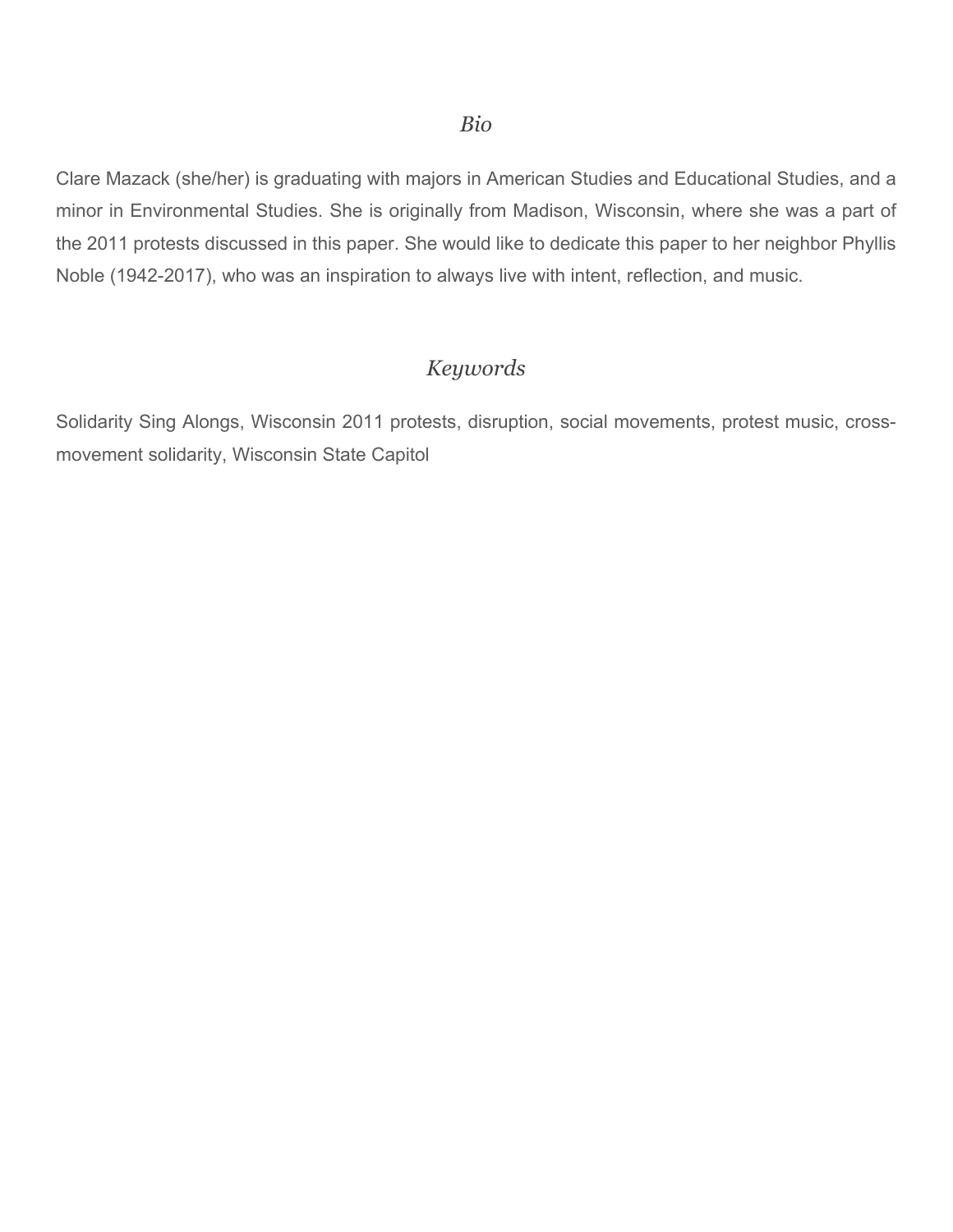## *Bio*

Clare Mazack (she/her) is graduating with majors in American Studies and Educational Studies, and a minor in Environmental Studies. She is originally from Madison, Wisconsin, where she was a part of the 2011 protests discussed in this paper. She would like to dedicate this paper to her neighbor Phyllis Noble (1942-2017), who was an inspiration to always live with intent, reflection, and music.

## *Keywords*

Solidarity Sing Alongs, Wisconsin 2011 protests, disruption, social movements, protest music, cross-movement solidarity, Wisconsin State Capitol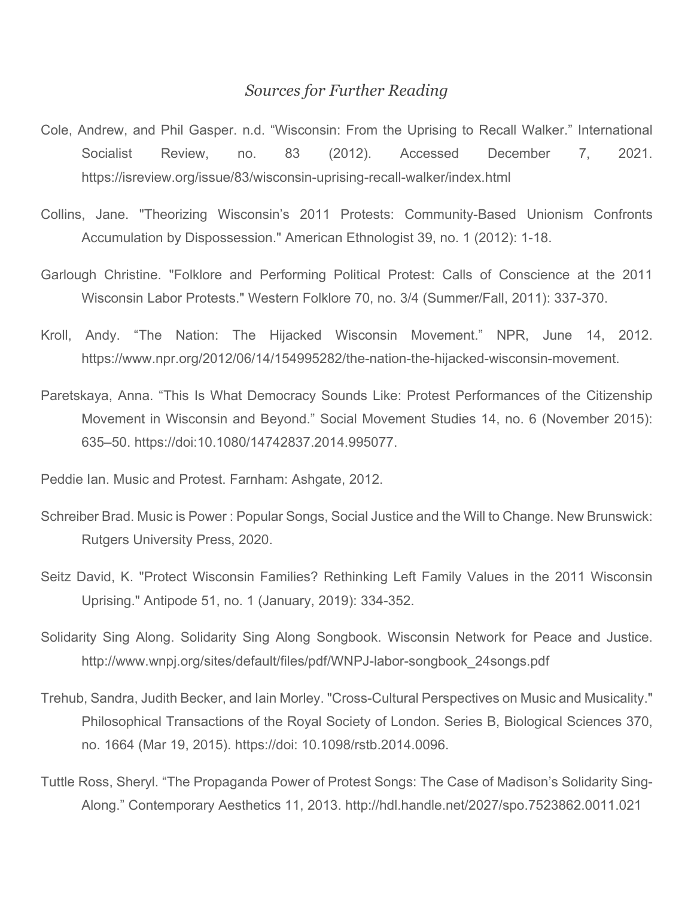## *Sources for Further Reading*

Cole, Andrew, and Phil Gasper. n.d. "Wisconsin: From the Uprising to Recall Walker." International Socialist Review, no. 83 (2012). Accessed December 7, 2021. https://isreview.org/issue/83/wisconsin-uprising-recall-walker/index.html

Collins, Jane. "Theorizing Wisconsin's 2011 Protests: Community-Based Unionism Confronts Accumulation by Dispossession." American Ethnologist 39, no. 1 (2012): 1-18.

Garlough Christine. "Folklore and Performing Political Protest: Calls of Conscience at the 2011 Wisconsin Labor Protests." Western Folklore 70, no. 3/4 (Summer/Fall, 2011): 337-370.

Kroll, Andy. "The Nation: The Hijacked Wisconsin Movement." NPR, June 14, 2012. https://www.npr.org/2012/06/14/154995282/the-nation-the-hijacked-wisconsin-movement.

Paretskaya, Anna. "This Is What Democracy Sounds Like: Protest Performances of the Citizenship Movement in Wisconsin and Beyond." Social Movement Studies 14, no. 6 (November 2015): 635–50. https://doi:10.1080/14742837.2014.995077.

Peddie Ian. Music and Protest. Farnham: Ashgate, 2012.

Schreiber Brad. Music is Power : Popular Songs, Social Justice and the Will to Change. New Brunswick: Rutgers University Press, 2020.

Seitz David, K. "Protect Wisconsin Families? Rethinking Left Family Values in the 2011 Wisconsin Uprising." Antipode 51, no. 1 (January, 2019): 334-352.

Solidarity Sing Along. Solidarity Sing Along Songbook. Wisconsin Network for Peace and Justice. http://www.wnpj.org/sites/default/files/pdf/WNPJ-labor-songbook_24songs.pdf

Trehub, Sandra, Judith Becker, and Iain Morley. "Cross-Cultural Perspectives on Music and Musicality." Philosophical Transactions of the Royal Society of London. Series B, Biological Sciences 370, no. 1664 (Mar 19, 2015). https://doi: 10.1098/rstb.2014.0096.

Tuttle Ross, Sheryl. "The Propaganda Power of Protest Songs: The Case of Madison's Solidarity Sing-Along." Contemporary Aesthetics 11, 2013. http://hdl.handle.net/2027/spo.7523862.0011.021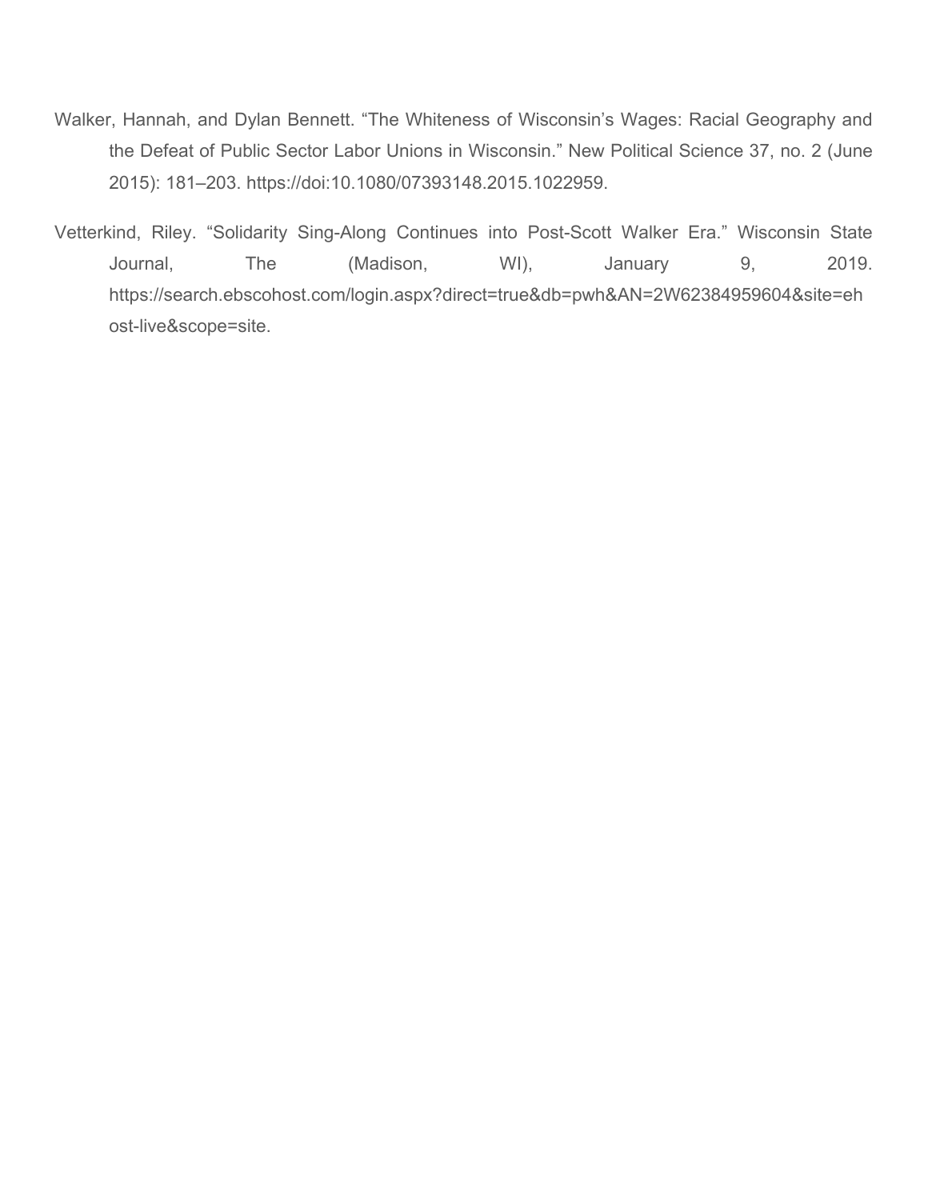Walker, Hannah, and Dylan Bennett. "The Whiteness of Wisconsin's Wages: Racial Geography and the Defeat of Public Sector Labor Unions in Wisconsin." New Political Science 37, no. 2 (June 2015): 181–203. https://doi:10.1080/07393148.2015.1022959.

Vetterkind, Riley. "Solidarity Sing-Along Continues into Post-Scott Walker Era." Wisconsin State Journal, The (Madison, WI), January 9, 2019. https://search.ebscohost.com/login.aspx?direct=true&db=pwh&AN=2W62384959604&site=ehost-live&scope=site.